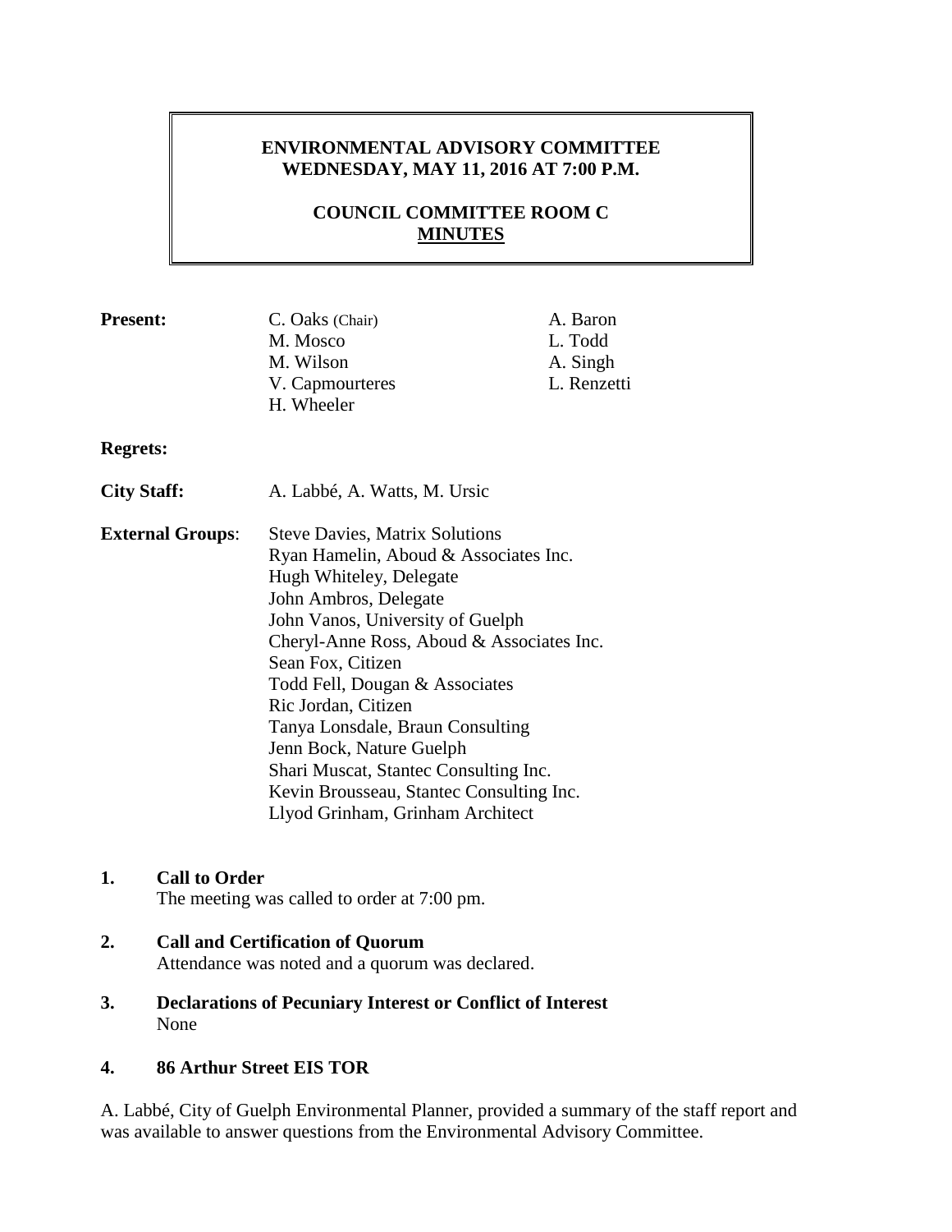# ENVIRONMENTAL ADVISORY COMMITTEE
## WEDNESDAY, MAY 11, 2016 AT 7:00 P.M.

## COUNCIL COMMITTEE ROOM C
## MINUTES

**Present:**
C. Oaks (Chair)
M. Mosco
M. Wilson
V. Capmourteres
H. Wheeler
A. Baron
L. Todd
A. Singh
L. Renzetti

**Regrets:**

**City Staff:** A. Labbé, A. Watts, M. Ursic

**External Groups**:
Steve Davies, Matrix Solutions
Ryan Hamelin, Aboud & Associates Inc.
Hugh Whiteley, Delegate
John Ambros, Delegate
John Vanos, University of Guelph
Cheryl-Anne Ross, Aboud & Associates Inc.
Sean Fox, Citizen
Todd Fell, Dougan & Associates
Ric Jordan, Citizen
Tanya Lonsdale, Braun Consulting
Jenn Bock, Nature Guelph
Shari Muscat, Stantec Consulting Inc.
Kevin Brousseau, Stantec Consulting Inc.
Llyod Grinham, Grinham Architect

**1. Call to Order**
The meeting was called to order at 7:00 pm.

**2. Call and Certification of Quorum**
Attendance was noted and a quorum was declared.

**3. Declarations of Pecuniary Interest or Conflict of Interest**
None

**4. 86 Arthur Street EIS TOR**

A. Labbé, City of Guelph Environmental Planner, provided a summary of the staff report and was available to answer questions from the Environmental Advisory Committee.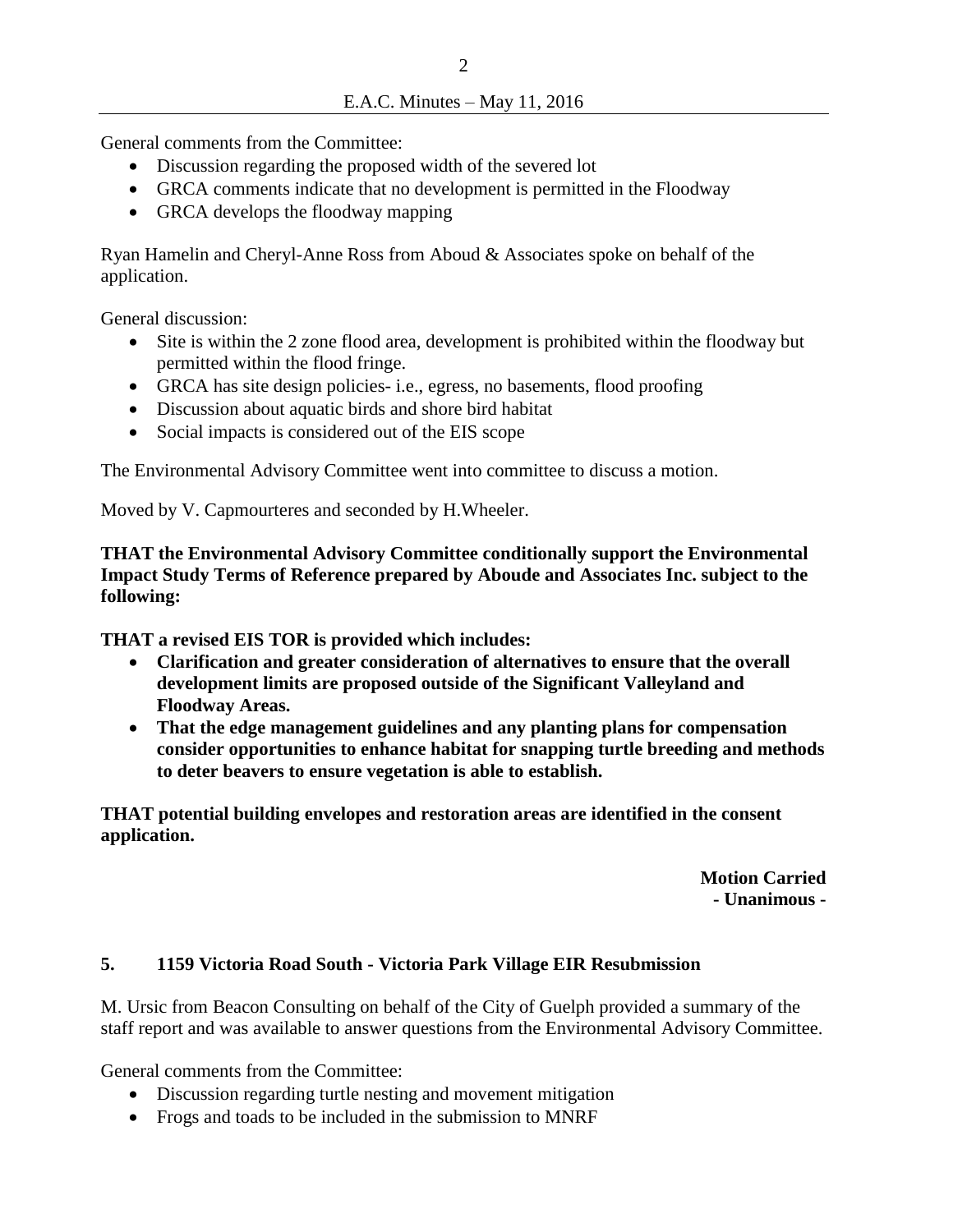General comments from the Committee:

- Discussion regarding the proposed width of the severed lot
- GRCA comments indicate that no development is permitted in the Floodway
- GRCA develops the floodway mapping

Ryan Hamelin and Cheryl-Anne Ross from Aboud & Associates spoke on behalf of the application.

General discussion:

- Site is within the 2 zone flood area, development is prohibited within the floodway but permitted within the flood fringe.
- GRCA has site design policies- i.e., egress, no basements, flood proofing
- Discussion about aquatic birds and shore bird habitat
- Social impacts is considered out of the EIS scope

The Environmental Advisory Committee went into committee to discuss a motion.

Moved by V. Capmourteres and seconded by H.Wheeler.

**THAT the Environmental Advisory Committee conditionally support the Environmental Impact Study Terms of Reference prepared by Aboude and Associates Inc. subject to the following:**

**THAT a revised EIS TOR is provided which includes:**

- **Clarification and greater consideration of alternatives to ensure that the overall development limits are proposed outside of the Significant Valleyland and Floodway Areas.**
- **That the edge management guidelines and any planting plans for compensation consider opportunities to enhance habitat for snapping turtle breeding and methods to deter beavers to ensure vegetation is able to establish.**

**THAT potential building envelopes and restoration areas are identified in the consent application.**

**Motion Carried**
**- Unanimous -**

## 5. 1159 Victoria Road South - Victoria Park Village EIR Resubmission

M. Ursic from Beacon Consulting on behalf of the City of Guelph provided a summary of the staff report and was available to answer questions from the Environmental Advisory Committee.

General comments from the Committee:

- Discussion regarding turtle nesting and movement mitigation
- Frogs and toads to be included in the submission to MNRF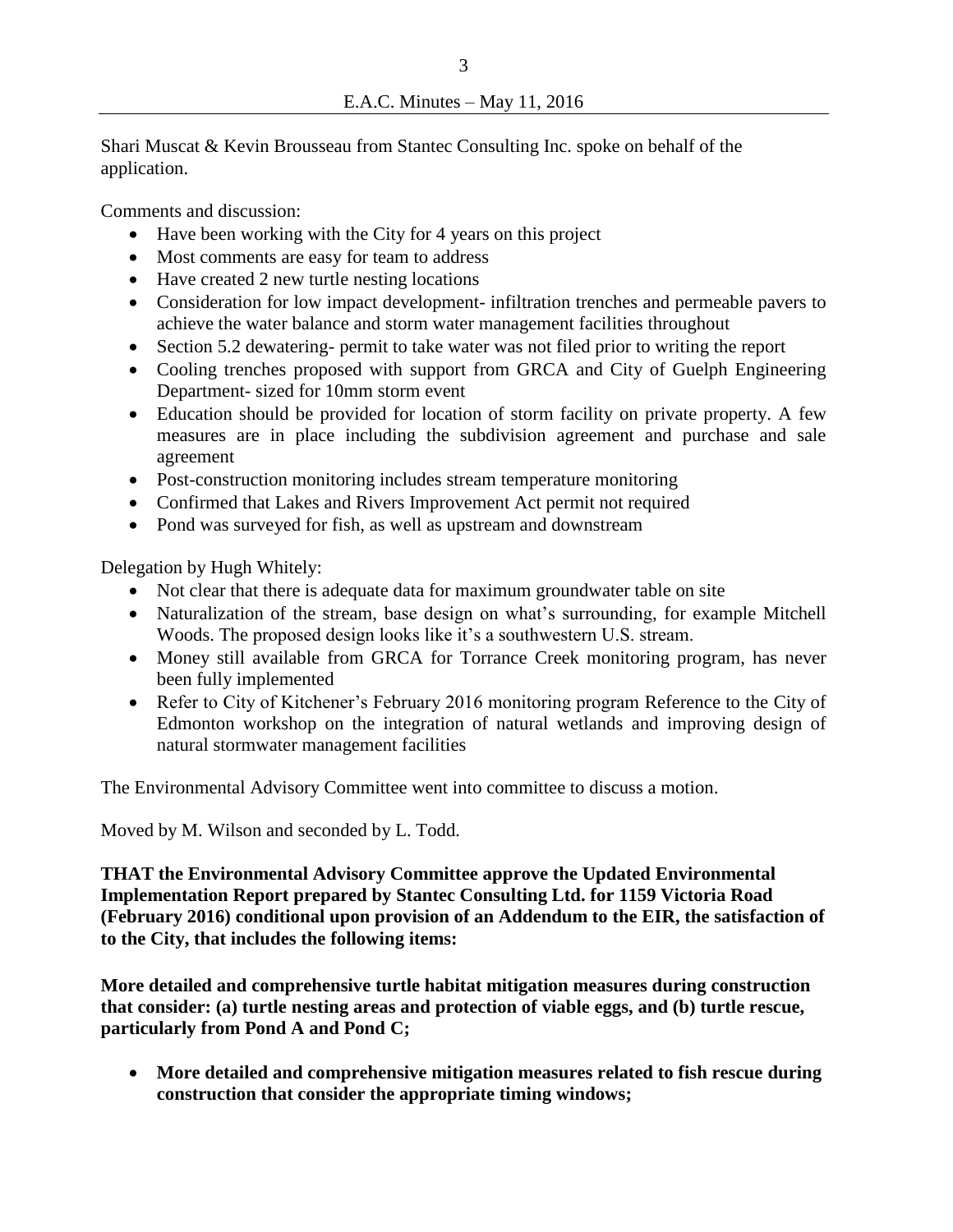Shari Muscat & Kevin Brousseau from Stantec Consulting Inc. spoke on behalf of the application.

Comments and discussion:

- Have been working with the City for 4 years on this project
- Most comments are easy for team to address
- Have created 2 new turtle nesting locations
- Consideration for low impact development- infiltration trenches and permeable pavers to achieve the water balance and storm water management facilities throughout
- Section 5.2 dewatering- permit to take water was not filed prior to writing the report
- Cooling trenches proposed with support from GRCA and City of Guelph Engineering Department- sized for 10mm storm event
- Education should be provided for location of storm facility on private property. A few measures are in place including the subdivision agreement and purchase and sale agreement
- Post-construction monitoring includes stream temperature monitoring
- Confirmed that Lakes and Rivers Improvement Act permit not required
- Pond was surveyed for fish, as well as upstream and downstream

Delegation by Hugh Whitely:

- Not clear that there is adequate data for maximum groundwater table on site
- Naturalization of the stream, base design on what's surrounding, for example Mitchell Woods. The proposed design looks like it's a southwestern U.S. stream.
- Money still available from GRCA for Torrance Creek monitoring program, has never been fully implemented
- Refer to City of Kitchener's February 2016 monitoring program Reference to the City of Edmonton workshop on the integration of natural wetlands and improving design of natural stormwater management facilities

The Environmental Advisory Committee went into committee to discuss a motion.

Moved by M. Wilson and seconded by L. Todd.

**THAT the Environmental Advisory Committee approve the Updated Environmental Implementation Report prepared by Stantec Consulting Ltd. for 1159 Victoria Road (February 2016) conditional upon provision of an Addendum to the EIR, the satisfaction of to the City, that includes the following items:**

**More detailed and comprehensive turtle habitat mitigation measures during construction that consider: (a) turtle nesting areas and protection of viable eggs, and (b) turtle rescue, particularly from Pond A and Pond C;**

- **More detailed and comprehensive mitigation measures related to fish rescue during construction that consider the appropriate timing windows;**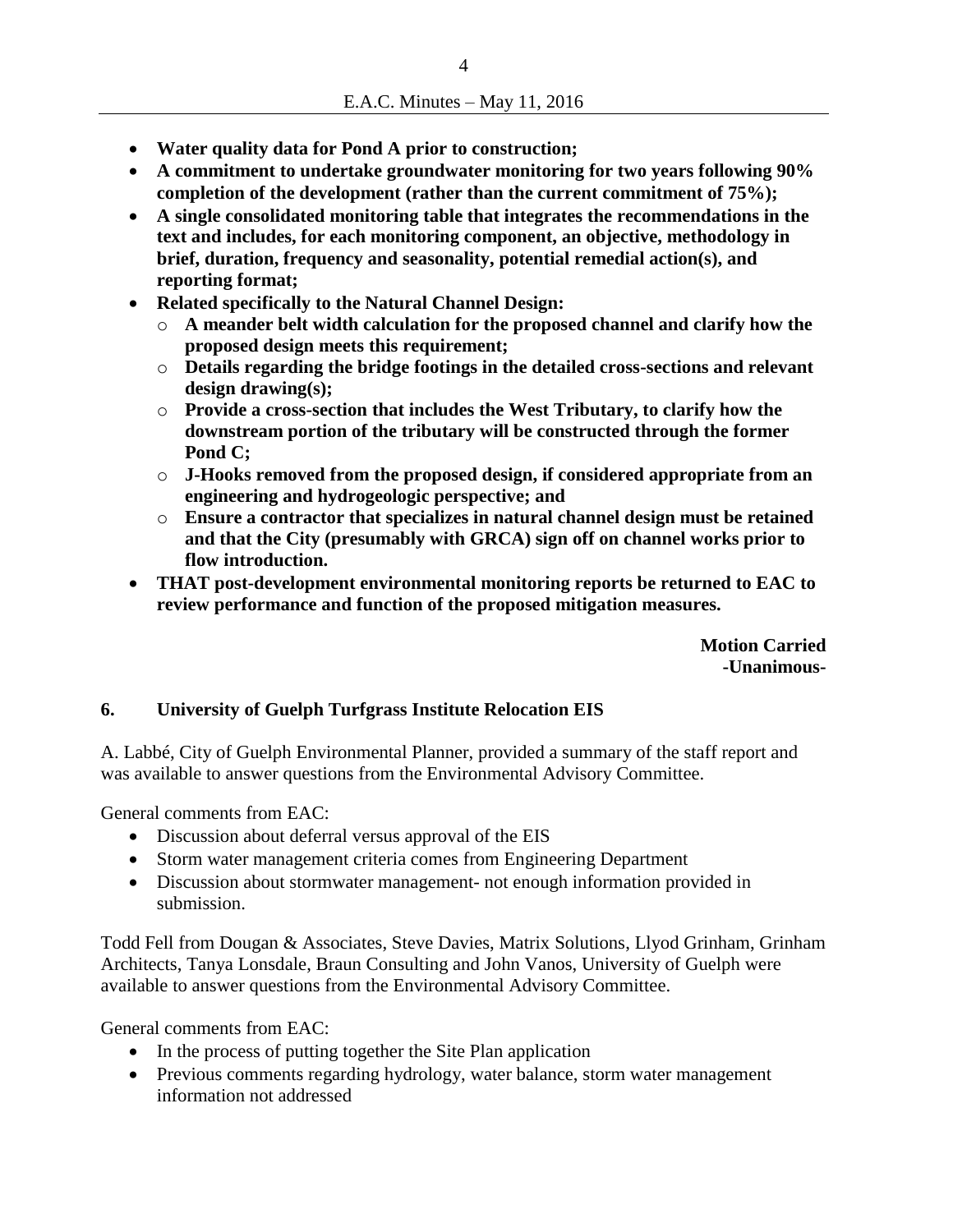- **Water quality data for Pond A prior to construction;**
- **A commitment to undertake groundwater monitoring for two years following 90% completion of the development (rather than the current commitment of 75%);**
- **A single consolidated monitoring table that integrates the recommendations in the text and includes, for each monitoring component, an objective, methodology in brief, duration, frequency and seasonality, potential remedial action(s), and reporting format;**
- **Related specifically to the Natural Channel Design:**
    - **A meander belt width calculation for the proposed channel and clarify how the proposed design meets this requirement;**
    - **Details regarding the bridge footings in the detailed cross-sections and relevant design drawing(s);**
    - **Provide a cross-section that includes the West Tributary, to clarify how the downstream portion of the tributary will be constructed through the former Pond C;**
    - **J-Hooks removed from the proposed design, if considered appropriate from an engineering and hydrogeologic perspective; and**
    - **Ensure a contractor that specializes in natural channel design must be retained and that the City (presumably with GRCA) sign off on channel works prior to flow introduction.**
- **THAT post-development environmental monitoring reports be returned to EAC to review performance and function of the proposed mitigation measures.**

**Motion Carried**
**-Unanimous-**

## 6. University of Guelph Turfgrass Institute Relocation EIS

A. Labbé, City of Guelph Environmental Planner, provided a summary of the staff report and was available to answer questions from the Environmental Advisory Committee.

General comments from EAC:

- Discussion about deferral versus approval of the EIS
- Storm water management criteria comes from Engineering Department
- Discussion about stormwater management- not enough information provided in submission.

Todd Fell from Dougan & Associates, Steve Davies, Matrix Solutions, Llyod Grinham, Grinham Architects, Tanya Lonsdale, Braun Consulting and John Vanos, University of Guelph were available to answer questions from the Environmental Advisory Committee.

General comments from EAC:

- In the process of putting together the Site Plan application
- Previous comments regarding hydrology, water balance, storm water management information not addressed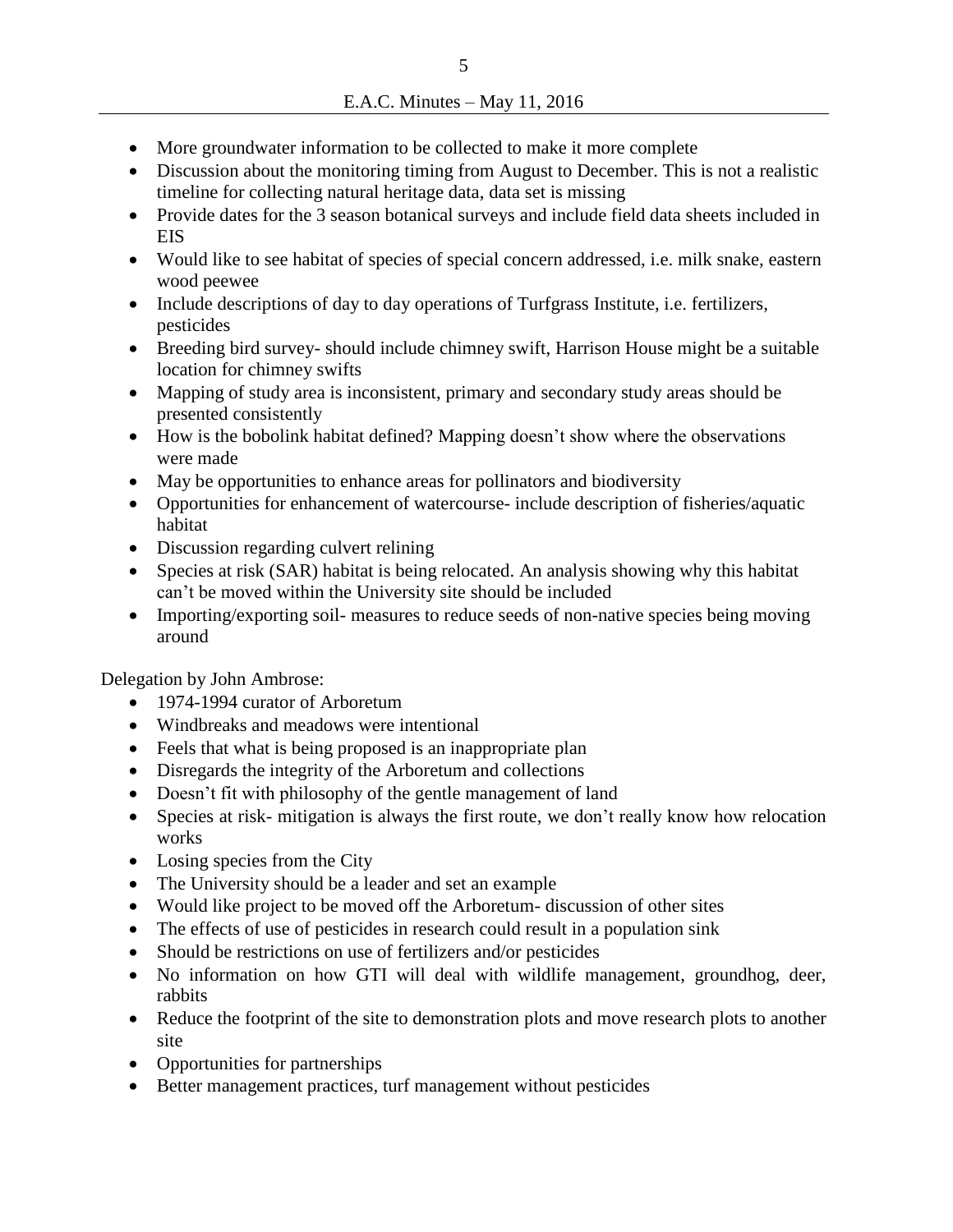- More groundwater information to be collected to make it more complete
- Discussion about the monitoring timing from August to December. This is not a realistic timeline for collecting natural heritage data, data set is missing
- Provide dates for the 3 season botanical surveys and include field data sheets included in EIS
- Would like to see habitat of species of special concern addressed, i.e. milk snake, eastern wood peewee
- Include descriptions of day to day operations of Turfgrass Institute, i.e. fertilizers, pesticides
- Breeding bird survey- should include chimney swift, Harrison House might be a suitable location for chimney swifts
- Mapping of study area is inconsistent, primary and secondary study areas should be presented consistently
- How is the bobolink habitat defined? Mapping doesn't show where the observations were made
- May be opportunities to enhance areas for pollinators and biodiversity
- Opportunities for enhancement of watercourse- include description of fisheries/aquatic habitat
- Discussion regarding culvert relining
- Species at risk (SAR) habitat is being relocated. An analysis showing why this habitat can't be moved within the University site should be included
- Importing/exporting soil- measures to reduce seeds of non-native species being moving around

Delegation by John Ambrose:

- 1974-1994 curator of Arboretum
- Windbreaks and meadows were intentional
- Feels that what is being proposed is an inappropriate plan
- Disregards the integrity of the Arboretum and collections
- Doesn't fit with philosophy of the gentle management of land
- Species at risk- mitigation is always the first route, we don't really know how relocation works
- Losing species from the City
- The University should be a leader and set an example
- Would like project to be moved off the Arboretum- discussion of other sites
- The effects of use of pesticides in research could result in a population sink
- Should be restrictions on use of fertilizers and/or pesticides
- No information on how GTI will deal with wildlife management, groundhog, deer, rabbits
- Reduce the footprint of the site to demonstration plots and move research plots to another site
- Opportunities for partnerships
- Better management practices, turf management without pesticides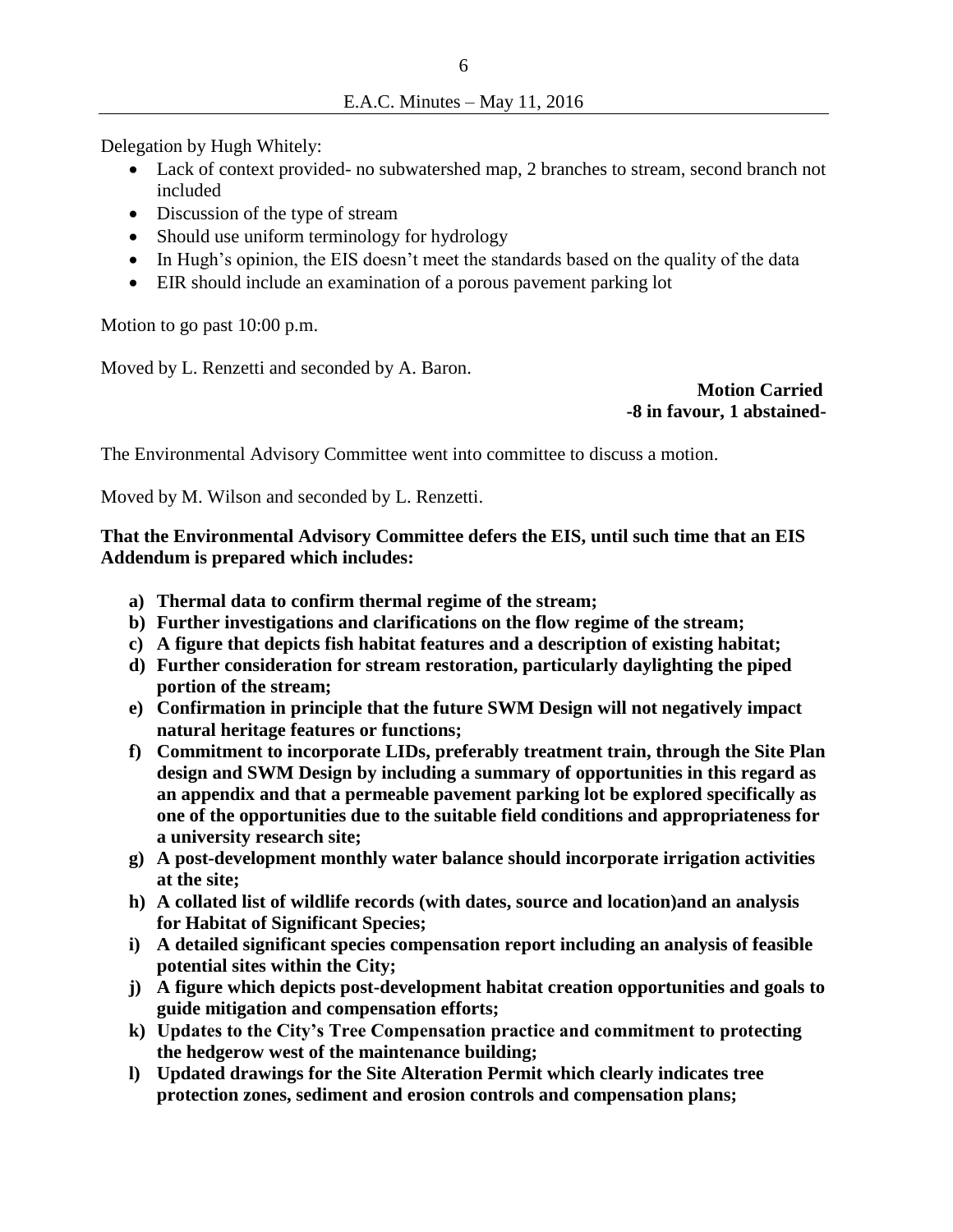Delegation by Hugh Whitely:

- Lack of context provided- no subwatershed map, 2 branches to stream, second branch not included
- Discussion of the type of stream
- Should use uniform terminology for hydrology
- In Hugh's opinion, the EIS doesn't meet the standards based on the quality of the data
- EIR should include an examination of a porous pavement parking lot

Motion to go past 10:00 p.m.

Moved by L. Renzetti and seconded by A. Baron.

**Motion Carried**
**-8 in favour, 1 abstained-**

The Environmental Advisory Committee went into committee to discuss a motion.

Moved by M. Wilson and seconded by L. Renzetti.

**That the Environmental Advisory Committee defers the EIS, until such time that an EIS Addendum is prepared which includes:**

- **a) Thermal data to confirm thermal regime of the stream;**
- **b) Further investigations and clarifications on the flow regime of the stream;**
- **c) A figure that depicts fish habitat features and a description of existing habitat;**
- **d) Further consideration for stream restoration, particularly daylighting the piped portion of the stream;**
- **e) Confirmation in principle that the future SWM Design will not negatively impact natural heritage features or functions;**
- **f) Commitment to incorporate LIDs, preferably treatment train, through the Site Plan design and SWM Design by including a summary of opportunities in this regard as an appendix and that a permeable pavement parking lot be explored specifically as one of the opportunities due to the suitable field conditions and appropriateness for a university research site;**
- **g) A post-development monthly water balance should incorporate irrigation activities at the site;**
- **h) A collated list of wildlife records (with dates, source and location)and an analysis for Habitat of Significant Species;**
- **i) A detailed significant species compensation report including an analysis of feasible potential sites within the City;**
- **j) A figure which depicts post-development habitat creation opportunities and goals to guide mitigation and compensation efforts;**
- **k) Updates to the City's Tree Compensation practice and commitment to protecting the hedgerow west of the maintenance building;**
- **l) Updated drawings for the Site Alteration Permit which clearly indicates tree protection zones, sediment and erosion controls and compensation plans;**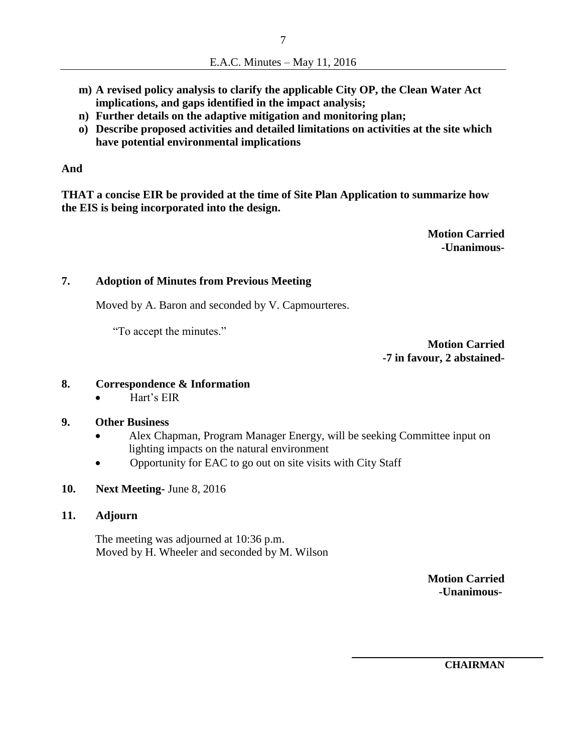- **m) A revised policy analysis to clarify the applicable City OP, the Clean Water Act implications, and gaps identified in the impact analysis;**
- **n) Further details on the adaptive mitigation and monitoring plan;**
- **o) Describe proposed activities and detailed limitations on activities at the site which have potential environmental implications**

**And**

**THAT a concise EIR be provided at the time of Site Plan Application to summarize how the EIS is being incorporated into the design.**

**Motion Carried**
**-Unanimous-**

## 7. Adoption of Minutes from Previous Meeting

Moved by A. Baron and seconded by V. Capmourteres.

"To accept the minutes."

**Motion Carried**
**-7 in favour, 2 abstained-**

## 8. Correspondence & Information

- Hart's EIR

## 9. Other Business

- Alex Chapman, Program Manager Energy, will be seeking Committee input on lighting impacts on the natural environment
- Opportunity for EAC to go out on site visits with City Staff

## 10. Next Meeting- June 8, 2016

## 11. Adjourn

The meeting was adjourned at 10:36 p.m.
Moved by H. Wheeler and seconded by M. Wilson

**Motion Carried**
**-Unanimous-**

**CHAIRMAN**